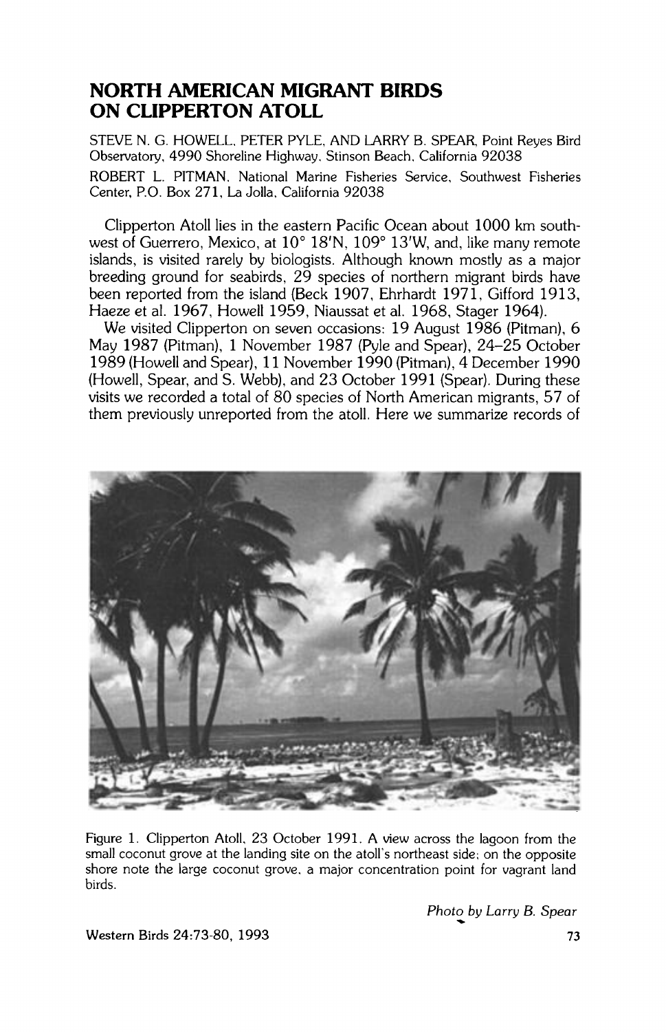# NORTH AMERICAN MIGRANT BIRDS ON CLIPPERTON ATOLL

STEVE N. G. HOWELL, PETER PYLE, AND LARRY B. SPEAR, Point Reyes Bird Observatory, 4990 Shoreline Highway, Stinson Beach, California 92038

ROBERT L. PITMAN, National Marine Fisheries Service, Southwest Fisheries Center, P.O. Box 271, La Jolla, California 92038

Clipperton Atoll lies in the eastern Pacific Ocean about 1000 km southwest of Guerrero, Mexico, at 10° 18'N, 109° 13'W, and, like many remote islands, is visited rarely by biologists. Although known mostly as a major breeding ground for seabirds, 29 species of northern migrant birds have been reported from the island (Beck 1907, Ehrhardt 1971, Gifford 1913, Haeze et al. 1967, Howell 1959, Niaussat et al. 1968, Stager 1964).

We visited Clipperton on seven occasions: 19 August 1986 (Pitman), 6 May 1987 (Pitman), 1 November 1987 (Pyle and Spear), 24–25 October 1989 (Howell and Spear), 11 November 1990 (Pitman), 4 December 1990 (Howell, Spear, and S. Webb), and 23 October 1991 (Spear). During these visits we recorded a total of 80 species of North American migrants, 57 of them previously unreported from the atoll. Here we summarize records of

Figure 1. Clipperton Atoll, 23 October 1991. A view across the lagoon from the small coconut grove at the landing site on the atoll's northeast side; on the opposite shore note the large coconut grove, a major concentration point for vagrant land birds.

*Photo by Larry B. Spear*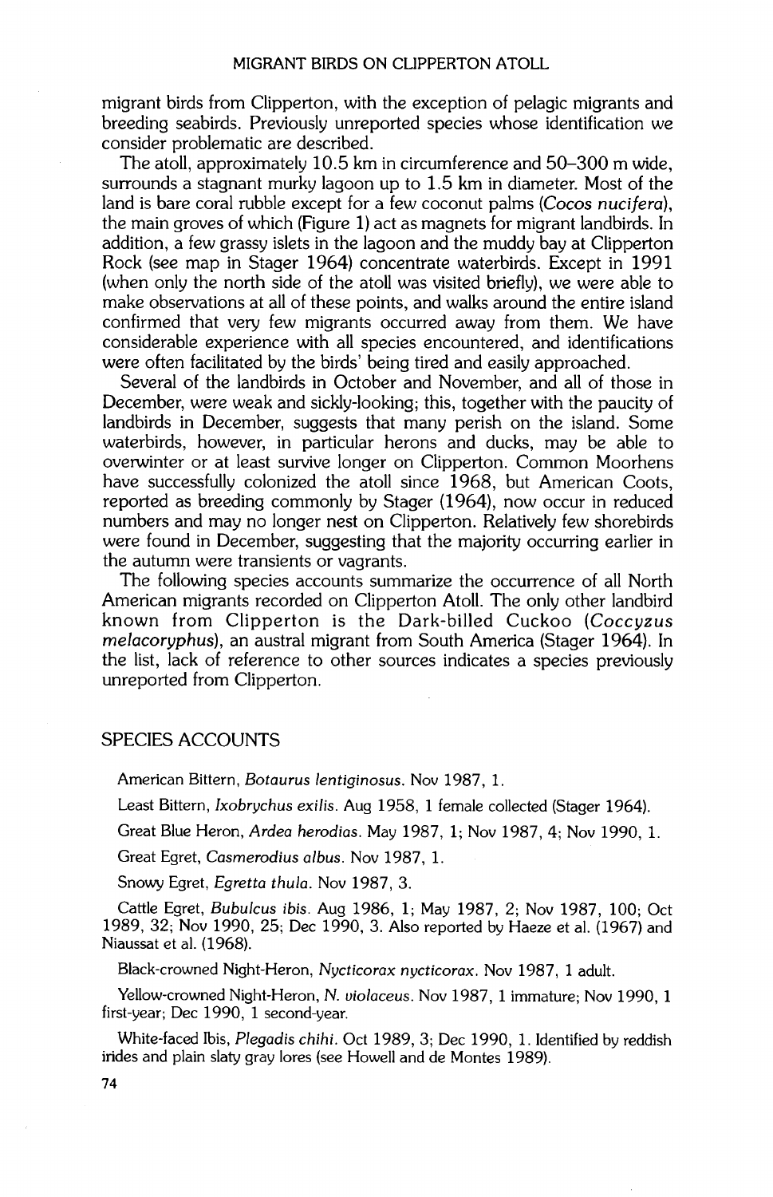migrant birds from Clipperton, with the exception of pelagic migrants and breeding seabirds. Previously unreported species whose identification we consider problematic are described.

The atoll, approximately 10.5 km in circumference and 50–300 m wide, surrounds a stagnant murky lagoon up to 1.5 km in diameter. Most of the land is bare coral rubble except for a few coconut palms (*Cocos nucifera*), the main groves of which (Figure 1) act as magnets for migrant landbirds. In addition, a few grassy islets in the lagoon and the muddy bay at Clipperton Rock (see map in Stager 1964) concentrate waterbirds. Except in 1991 (when only the north side of the atoll was visited briefly), we were able to make observations at all of these points, and walks around the entire island confirmed that very few migrants occurred away from them. We have considerable experience with all species encountered, and identifications were often facilitated by the birds' being tired and easily approached.

Several of the landbirds in October and November, and all of those in December, were weak and sickly-looking; this, together with the paucity of landbirds in December, suggests that many perish on the island. Some waterbirds, however, in particular herons and ducks, may be able to overwinter or at least survive longer on Clipperton. Common Moorhens have successfully colonized the atoll since 1968, but American Coots, reported as breeding commonly by Stager (1964), now occur in reduced numbers and may no longer nest on Clipperton. Relatively few shorebirds were found in December, suggesting that the majority occurring earlier in the autumn were transients or vagrants.

The following species accounts summarize the occurrence of all North American migrants recorded on Clipperton Atoll. The only other landbird known from Clipperton is the Dark-billed Cuckoo (*Coccyzus melacoryphus*), an austral migrant from South America (Stager 1964). In the list, lack of reference to other sources indicates a species previously unreported from Clipperton.

## SPECIES ACCOUNTS

American Bittern, *Botaurus lentiginosus*. Nov 1987, 1.

Least Bittern, *Ixobrychus exilis*. Aug 1958, 1 female collected (Stager 1964).

Great Blue Heron, *Ardea herodias*. May 1987, 1; Nov 1987, 4; Nov 1990, 1.

Great Egret, *Casmerodius albus*. Nov 1987, 1.

Snowy Egret, *Egretta thula*. Nov 1987, 3.

Cattle Egret, *Bubulcus ibis*. Aug 1986, 1; May 1987, 2; Nov 1987, 100; Oct 1989, 32; Nov 1990, 25; Dec 1990, 3. Also reported by Haeze et al. (1967) and Niaussat et al. (1968).

Black-crowned Night-Heron, *Nycticorax nycticorax*. Nov 1987, 1 adult.

Yellow-crowned Night-Heron, *N. violaceus*. Nov 1987, 1 immature; Nov 1990, 1 first-year; Dec 1990, 1 second-year.

White-faced Ibis, *Plegadis chihi*. Oct 1989, 3; Dec 1990, 1. Identified by reddish irides and plain slaty gray lores (see Howell and de Montes 1989).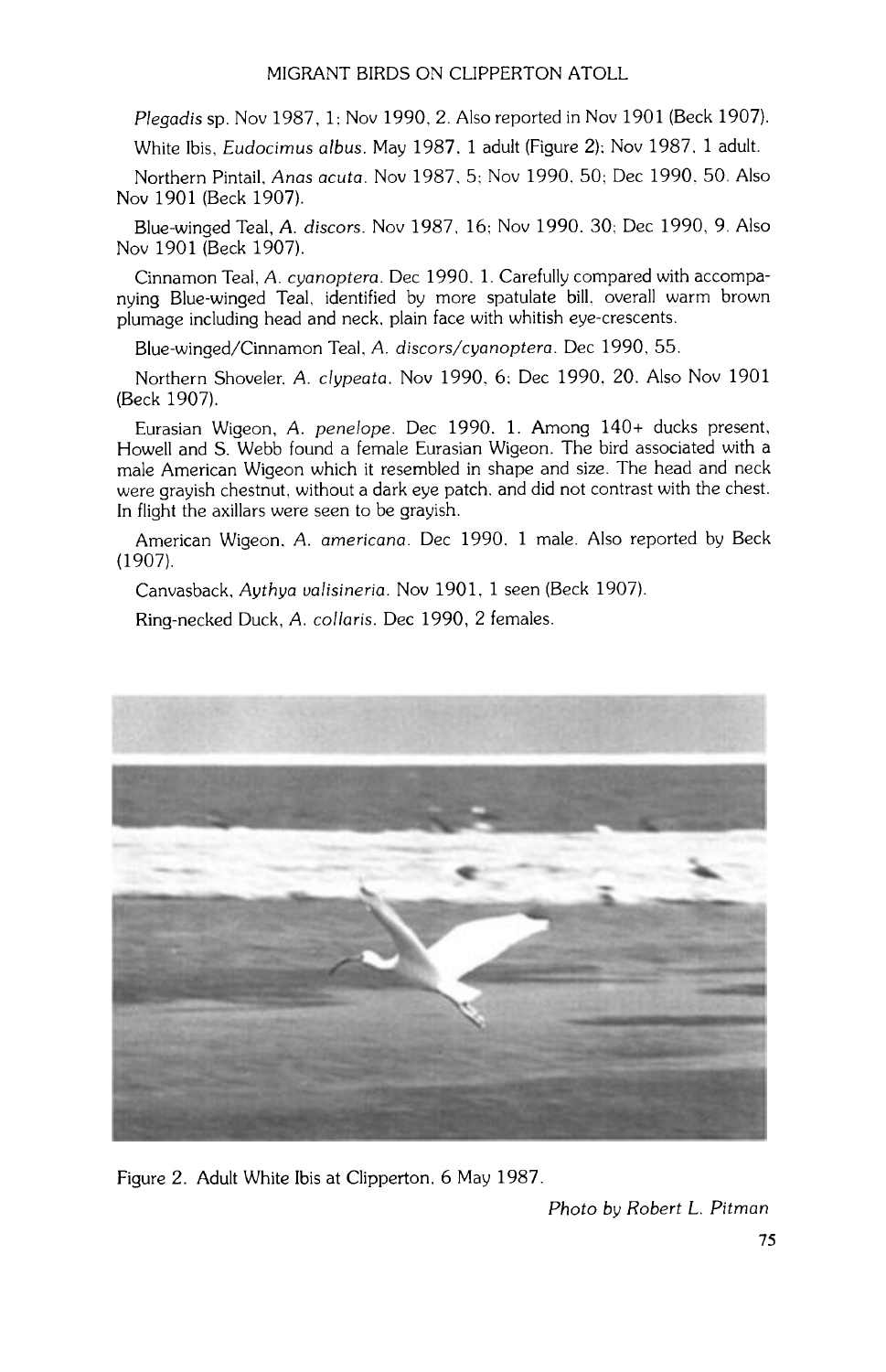*Plegadis* sp. Nov 1987, 1; Nov 1990, 2. Also reported in Nov 1901 (Beck 1907).

White Ibis, *Eudocimus albus*. May 1987, 1 adult (Figure 2); Nov 1987, 1 adult.

Northern Pintail, *Anas acuta*. Nov 1987, 5; Nov 1990, 50; Dec 1990, 50. Also Nov 1901 (Beck 1907).

Blue-winged Teal, *A. discors*. Nov 1987, 16; Nov 1990, 30; Dec 1990, 9. Also Nov 1901 (Beck 1907).

Cinnamon Teal, *A. cyanoptera*. Dec 1990, 1. Carefully compared with accompanying Blue-winged Teal, identified by more spatulate bill, overall warm brown plumage including head and neck, plain face with whitish eye-crescents.

Blue-winged/Cinnamon Teal, *A. discors/cyanoptera*. Dec 1990, 55.

Northern Shoveler, *A. clypeata*. Nov 1990, 6; Dec 1990, 20. Also Nov 1901 (Beck 1907).

Eurasian Wigeon, *A. penelope*. Dec 1990, 1. Among 140+ ducks present, Howell and S. Webb found a female Eurasian Wigeon. The bird associated with a male American Wigeon which it resembled in shape and size. The head and neck were grayish chestnut, without a dark eye patch, and did not contrast with the chest. In flight the axillars were seen to be grayish.

American Wigeon, *A. americana*. Dec 1990, 1 male. Also reported by Beck (1907).

Canvasback, *Aythya valisineria*. Nov 1901, 1 seen (Beck 1907).

Ring-necked Duck, *A. collaris*. Dec 1990, 2 females.

Figure 2. Adult White Ibis at Clipperton, 6 May 1987.

*Photo by Robert L. Pitman*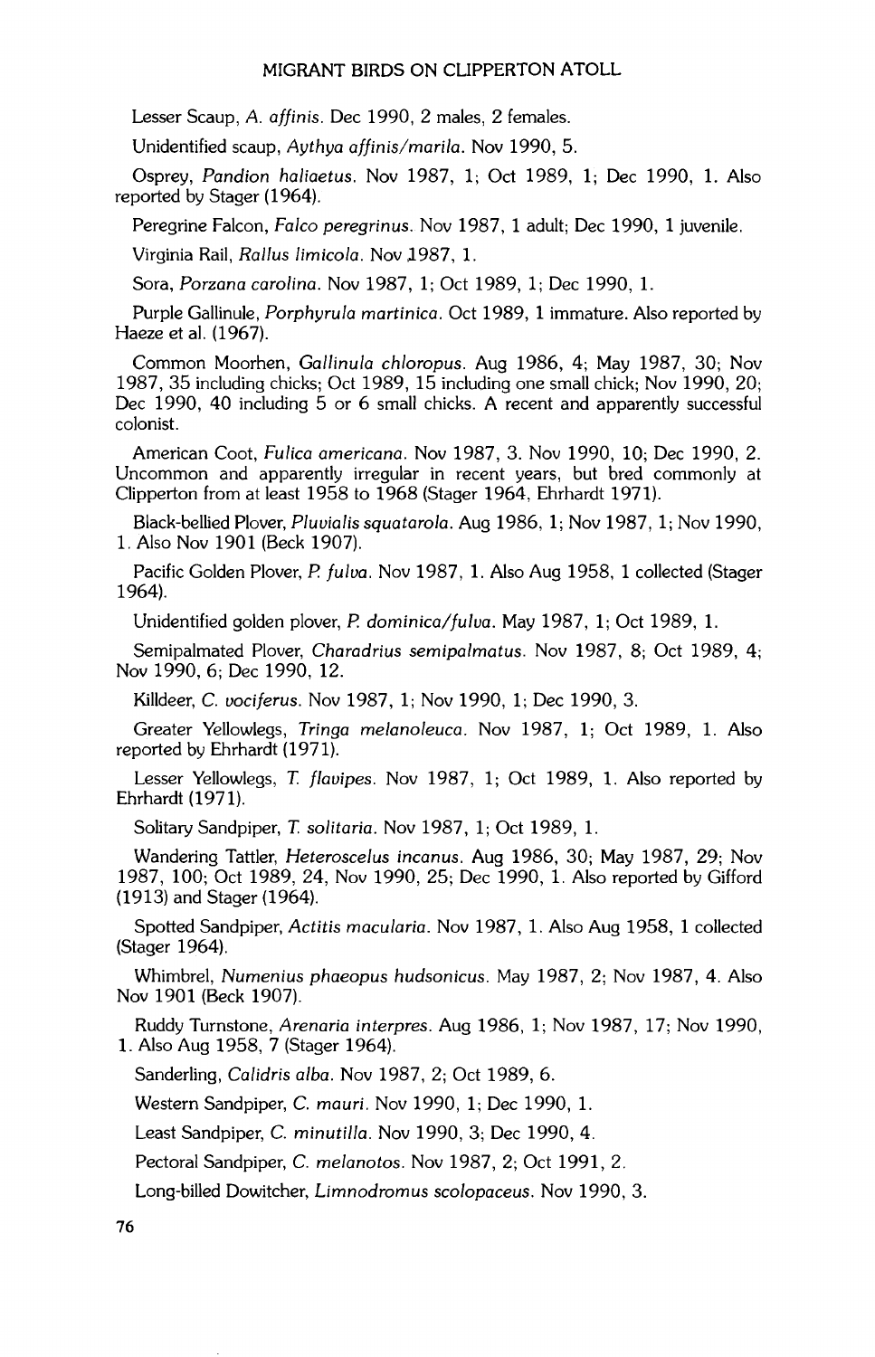Lesser Scaup, *A. affinis*. Dec 1990, 2 males, 2 females.

Unidentified scaup, *Aythya affinis/marila*. Nov 1990, 5.

Osprey, *Pandion haliaetus*. Nov 1987, 1; Oct 1989, 1; Dec 1990, 1. Also reported by Stager (1964).

Peregrine Falcon, *Falco peregrinus*. Nov 1987, 1 adult; Dec 1990, 1 juvenile.

Virginia Rail, *Rallus limicola*. Nov 1987, 1.

Sora, *Porzana carolina*. Nov 1987, 1; Oct 1989, 1; Dec 1990, 1.

Purple Gallinule, *Porphyrula martinica*. Oct 1989, 1 immature. Also reported by Haeze et al. (1967).

Common Moorhen, *Gallinula chloropus*. Aug 1986, 4; May 1987, 30; Nov 1987, 35 including chicks; Oct 1989, 15 including one small chick; Nov 1990, 20; Dec 1990, 40 including 5 or 6 small chicks. A recent and apparently successful colonist.

American Coot, *Fulica americana*. Nov 1987, 3. Nov 1990, 10; Dec 1990, 2. Uncommon and apparently irregular in recent years, but bred commonly at Clipperton from at least 1958 to 1968 (Stager 1964, Ehrhardt 1971).

Black-bellied Plover, *Pluvialis squatarola*. Aug 1986, 1; Nov 1987, 1; Nov 1990, 1. Also Nov 1901 (Beck 1907).

Pacific Golden Plover, *P. fulva*. Nov 1987, 1. Also Aug 1958, 1 collected (Stager 1964).

Unidentified golden plover, *P. dominica/fulva*. May 1987, 1; Oct 1989, 1.

Semipalmated Plover, *Charadrius semipalmatus*. Nov 1987, 8; Oct 1989, 4; Nov 1990, 6; Dec 1990, 12.

Killdeer, *C. vociferus*. Nov 1987, 1; Nov 1990, 1; Dec 1990, 3.

Greater Yellowlegs, *Tringa melanoleuca*. Nov 1987, 1; Oct 1989, 1. Also reported by Ehrhardt (1971).

Lesser Yellowlegs, *T. flavipes*. Nov 1987, 1; Oct 1989, 1. Also reported by Ehrhardt (1971).

Solitary Sandpiper, *T. solitaria*. Nov 1987, 1; Oct 1989, 1.

Wandering Tattler, *Heteroscelus incanus*. Aug 1986, 30; May 1987, 29; Nov 1987, 100; Oct 1989, 24, Nov 1990, 25; Dec 1990, 1. Also reported by Gifford (1913) and Stager (1964).

Spotted Sandpiper, *Actitis macularia*. Nov 1987, 1. Also Aug 1958, 1 collected (Stager 1964).

Whimbrel, *Numenius phaeopus hudsonicus*. May 1987, 2; Nov 1987, 4. Also Nov 1901 (Beck 1907).

Ruddy Turnstone, *Arenaria interpres*. Aug 1986, 1; Nov 1987, 17; Nov 1990, 1. Also Aug 1958, 7 (Stager 1964).

Sanderling, *Calidris alba*. Nov 1987, 2; Oct 1989, 6.

Western Sandpiper, *C. mauri*. Nov 1990, 1; Dec 1990, 1.

Least Sandpiper, *C. minutilla*. Nov 1990, 3; Dec 1990, 4.

Pectoral Sandpiper, *C. melanotos*. Nov 1987, 2; Oct 1991, 2.

Long-billed Dowitcher, *Limnodromus scolopaceus*. Nov 1990, 3.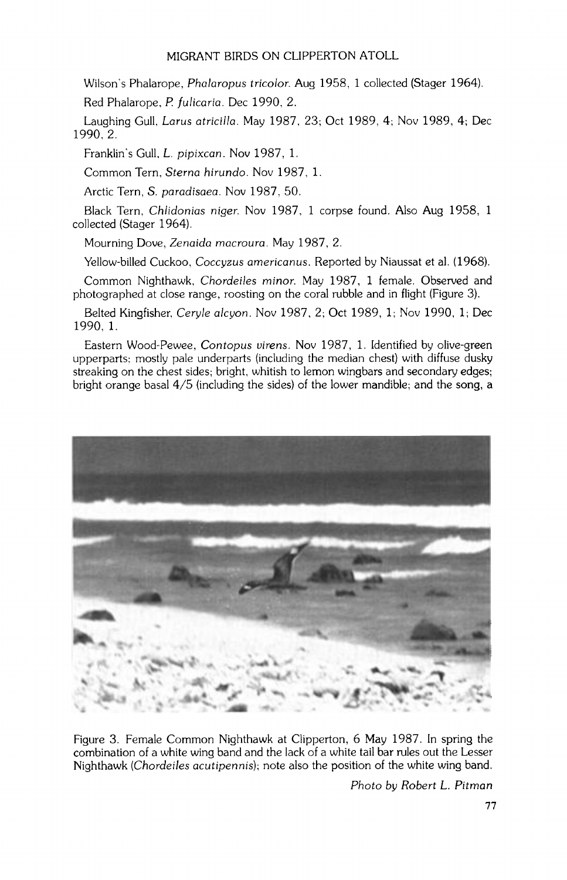Wilson's Phalarope, *Phalaropus tricolor*. Aug 1958, 1 collected (Stager 1964).

Red Phalarope, *P. fulicaria*. Dec 1990, 2.

Laughing Gull, *Larus atricilla*. May 1987, 23; Oct 1989, 4; Nov 1989, 4; Dec 1990, 2.

Franklin's Gull, *L. pipixcan*. Nov 1987, 1.

Common Tern, *Sterna hirundo*. Nov 1987, 1.

Arctic Tern, *S. paradisaea*. Nov 1987, 50.

Black Tern, *Chlidonias niger*. Nov 1987, 1 corpse found. Also Aug 1958, 1 collected (Stager 1964).

Mourning Dove, *Zenaida macroura*. May 1987, 2.

Yellow-billed Cuckoo, *Coccyzus americanus*. Reported by Niaussat et al. (1968).

Common Nighthawk, *Chordeiles minor*. May 1987, 1 female. Observed and photographed at close range, roosting on the coral rubble and in flight (Figure 3).

Belted Kingfisher, *Ceryle alcyon*. Nov 1987, 2; Oct 1989, 1; Nov 1990, 1; Dec 1990, 1.

Eastern Wood-Pewee, *Contopus virens*. Nov 1987, 1. Identified by olive-green upperparts; mostly pale underparts (including the median chest) with diffuse dusky streaking on the chest sides; bright, whitish to lemon wingbars and secondary edges; bright orange basal 4/5 (including the sides) of the lower mandible; and the song, a

Figure 3. Female Common Nighthawk at Clipperton, 6 May 1987. In spring the combination of a white wing band and the lack of a white tail bar rules out the Lesser Nighthawk (*Chordeiles acutipennis*); note also the position of the white wing band.

*Photo by Robert L. Pitman*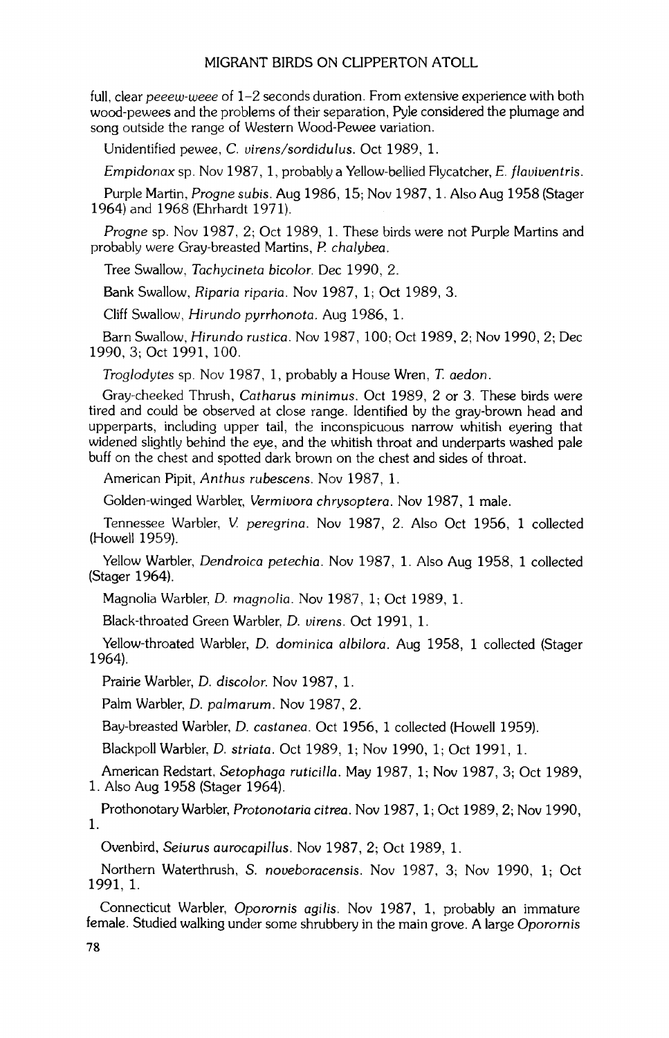full, clear *peeew-weee* of 1–2 seconds duration. From extensive experience with both wood-pewees and the problems of their separation, Pyle considered the plumage and song outside the range of Western Wood-Pewee variation.

Unidentified pewee, *C. virens/sordidulus*. Oct 1989, 1.

*Empidonax* sp. Nov 1987, 1, probably a Yellow-bellied Flycatcher, *E. flaviventris*.

Purple Martin, *Progne subis*. Aug 1986, 15; Nov 1987, 1. Also Aug 1958 (Stager 1964) and 1968 (Ehrhardt 1971).

*Progne* sp. Nov 1987, 2; Oct 1989, 1. These birds were not Purple Martins and probably were Gray-breasted Martins, *P. chalybea*.

Tree Swallow, *Tachycineta bicolor*. Dec 1990, 2.

Bank Swallow, *Riparia riparia*. Nov 1987, 1; Oct 1989, 3.

Cliff Swallow, *Hirundo pyrrhonota*. Aug 1986, 1.

Barn Swallow, *Hirundo rustica*. Nov 1987, 100; Oct 1989, 2; Nov 1990, 2; Dec 1990, 3; Oct 1991, 100.

*Troglodytes* sp. Nov 1987, 1, probably a House Wren, *T. aedon*.

Gray-cheeked Thrush, *Catharus minimus*. Oct 1989, 2 or 3. These birds were tired and could be observed at close range. Identified by the gray-brown head and upperparts, including upper tail, the inconspicuous narrow whitish eyering that widened slightly behind the eye, and the whitish throat and underparts washed pale buff on the chest and spotted dark brown on the chest and sides of throat.

American Pipit, *Anthus rubescens*. Nov 1987, 1.

Golden-winged Warbler, *Vermivora chrysoptera*. Nov 1987, 1 male.

Tennessee Warbler, *V. peregrina*. Nov 1987, 2. Also Oct 1956, 1 collected (Howell 1959).

Yellow Warbler, *Dendroica petechia*. Nov 1987, 1. Also Aug 1958, 1 collected (Stager 1964).

Magnolia Warbler, *D. magnolia*. Nov 1987, 1; Oct 1989, 1.

Black-throated Green Warbler, *D. virens*. Oct 1991, 1.

Yellow-throated Warbler, *D. dominica albilora*. Aug 1958, 1 collected (Stager 1964).

Prairie Warbler, *D. discolor*. Nov 1987, 1.

Palm Warbler, *D. palmarum*. Nov 1987, 2.

Bay-breasted Warbler, *D. castanea*. Oct 1956, 1 collected (Howell 1959).

Blackpoll Warbler, *D. striata*. Oct 1989, 1; Nov 1990, 1; Oct 1991, 1.

American Redstart, *Setophaga ruticilla*. May 1987, 1; Nov 1987, 3; Oct 1989, 1. Also Aug 1958 (Stager 1964).

Prothonotary Warbler, *Protonotaria citrea*. Nov 1987, 1; Oct 1989, 2; Nov 1990, 1.

Ovenbird, *Seiurus aurocapillus*. Nov 1987, 2; Oct 1989, 1.

Northern Waterthrush, *S. noveboracensis*. Nov 1987, 3; Nov 1990, 1; Oct 1991, 1.

Connecticut Warbler, *Oporornis agilis*. Nov 1987, 1, probably an immature female. Studied walking under some shrubbery in the main grove. A large *Oporornis*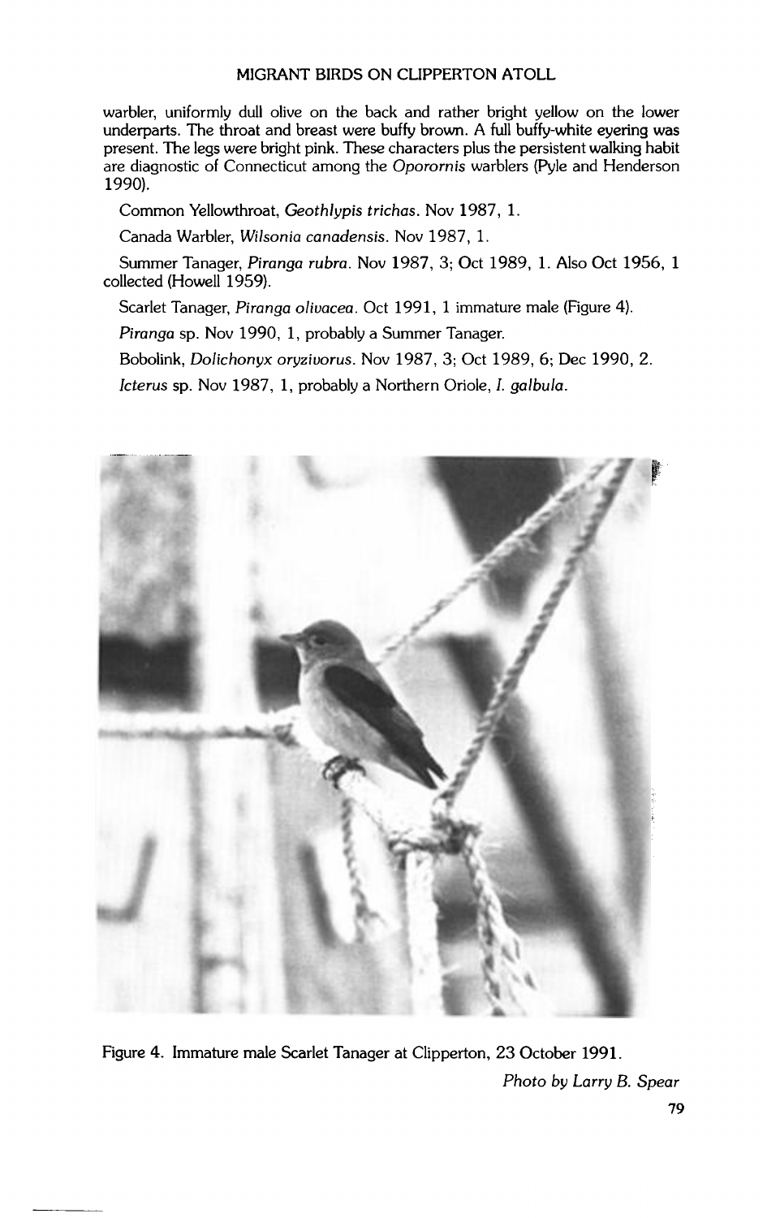warbler, uniformly dull olive on the back and rather bright yellow on the lower underparts. The throat and breast were buffy brown. A full buffy-white eyering was present. The legs were bright pink. These characters plus the persistent walking habit are diagnostic of Connecticut among the *Oporornis* warblers (Pyle and Henderson 1990).

Common Yellowthroat, *Geothlypis trichas*. Nov 1987, 1.

Canada Warbler, *Wilsonia canadensis*. Nov 1987, 1.

Summer Tanager, *Piranga rubra*. Nov 1987, 3; Oct 1989, 1. Also Oct 1956, 1 collected (Howell 1959).

Scarlet Tanager, *Piranga olivacea*. Oct 1991, 1 immature male (Figure 4).

*Piranga* sp. Nov 1990, 1, probably a Summer Tanager.

Bobolink, *Dolichonyx oryzivorus*. Nov 1987, 3; Oct 1989, 6; Dec 1990, 2.

*Icterus* sp. Nov 1987, 1, probably a Northern Oriole, *I. galbula*.

Figure 4. Immature male Scarlet Tanager at Clipperton, 23 October 1991.

*Photo by Larry B. Spear*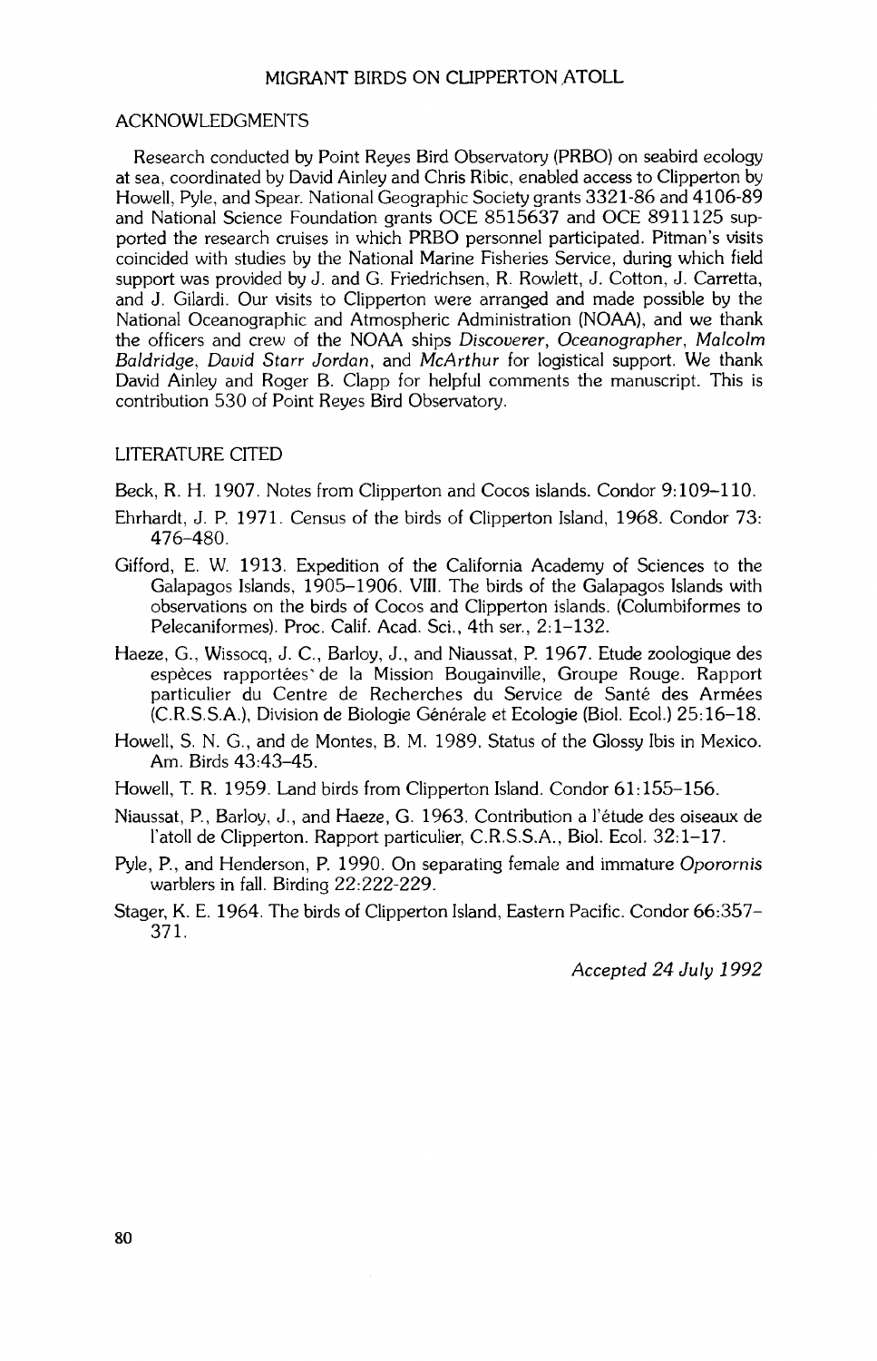## ACKNOWLEDGMENTS

Research conducted by Point Reyes Bird Observatory (PRBO) on seabird ecology at sea, coordinated by David Ainley and Chris Ribic, enabled access to Clipperton by Howell, Pyle, and Spear. National Geographic Society grants 3321-86 and 4106-89 and National Science Foundation grants OCE 8515637 and OCE 8911125 supported the research cruises in which PRBO personnel participated. Pitman's visits coincided with studies by the National Marine Fisheries Service, during which field support was provided by J. and G. Friedrichsen, R. Rowlett, J. Cotton, J. Carretta, and J. Gilardi. Our visits to Clipperton were arranged and made possible by the National Oceanographic and Atmospheric Administration (NOAA), and we thank the officers and crew of the NOAA ships *Discoverer*, *Oceanographer*, *Malcolm Baldridge*, *David Starr Jordan*, and *McArthur* for logistical support. We thank David Ainley and Roger B. Clapp for helpful comments the manuscript. This is contribution 530 of Point Reyes Bird Observatory.

## LITERATURE CITED

Beck, R. H. 1907. Notes from Clipperton and Cocos islands. Condor 9:109–110.

Ehrhardt, J. P. 1971. Census of the birds of Clipperton Island, 1968. Condor 73: 476–480.

Gifford, E. W. 1913. Expedition of the California Academy of Sciences to the Galapagos Islands, 1905–1906. VIII. The birds of the Galapagos Islands with observations on the birds of Cocos and Clipperton islands. (Columbiformes to Pelecaniformes). Proc. Calif. Acad. Sci., 4th ser., 2:1–132.

Haeze, G., Wissocq, J. C., Barloy, J., and Niaussat, P. 1967. Etude zoologique des espèces rapportées de la Mission Bougainville, Groupe Rouge. Rapport particulier du Centre de Recherches du Service de Santé des Armées (C.R.S.S.A.), Division de Biologie Générale et Ecologie (Biol. Ecol.) 25:16–18.

Howell, S. N. G., and de Montes, B. M. 1989. Status of the Glossy Ibis in Mexico. Am. Birds 43:43–45.

Howell, T. R. 1959. Land birds from Clipperton Island. Condor 61:155–156.

Niaussat, P., Barloy, J., and Haeze, G. 1963. Contribution a l'étude des oiseaux de l'atoll de Clipperton. Rapport particulier, C.R.S.S.A., Biol. Ecol. 32:1–17.

Pyle, P., and Henderson, P. 1990. On separating female and immature *Oporornis* warblers in fall. Birding 22:222-229.

Stager, K. E. 1964. The birds of Clipperton Island, Eastern Pacific. Condor 66:357–371.

*Accepted 24 July 1992*